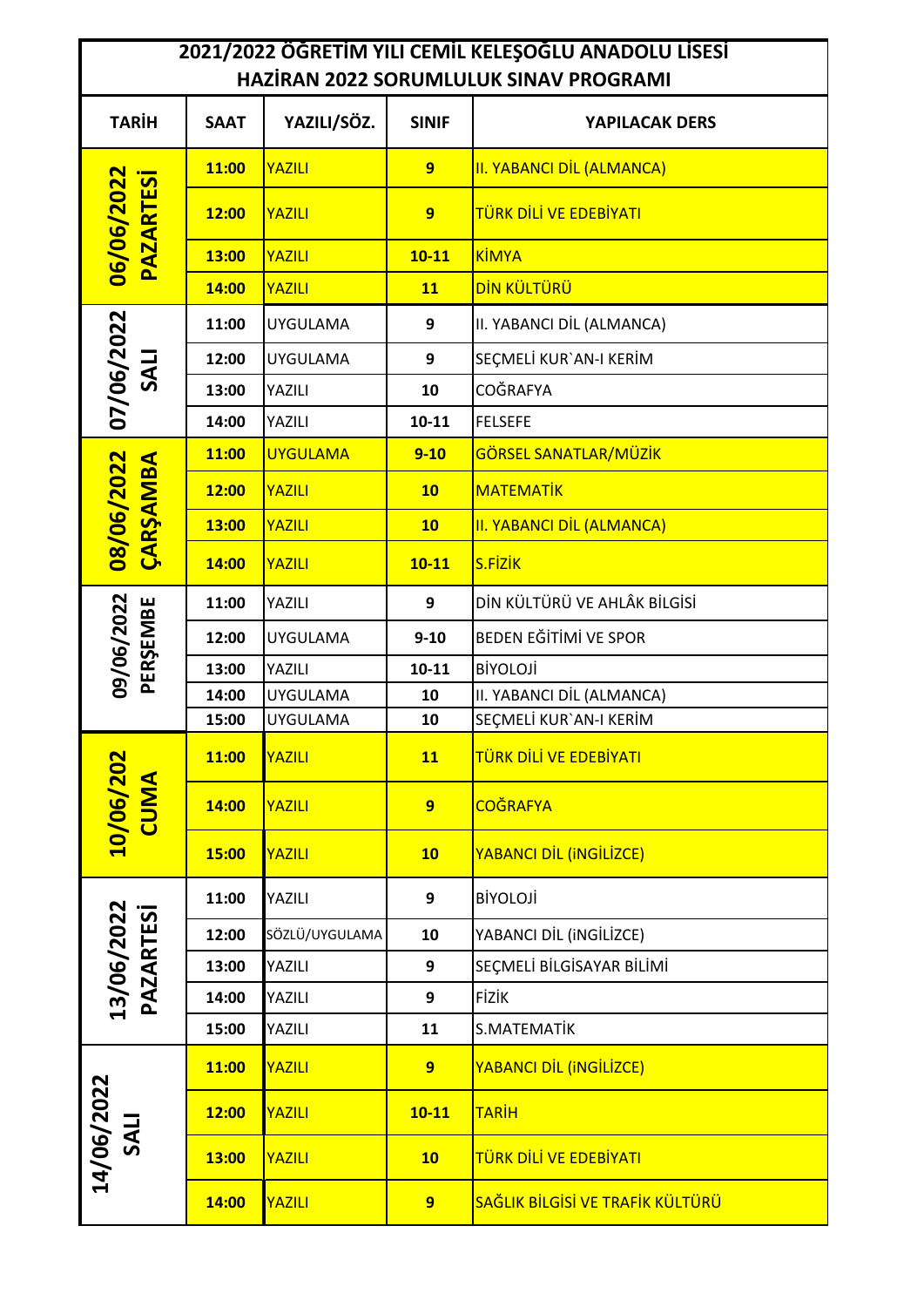# 2021/2022 ÖĞRETİM YILI CEMİL KELEŞOĞLU ANADOLU LİSESİ
## HAZİRAN 2022 SORUMLULUK SINAV PROGRAMI

| TARİH | SAAT | YAZILI/SÖZ. | SINIF | YAPILACAK DERS |
|---|---|---|---|---|
| 06/06/2022 PAZARTESİ | 11:00 | YAZILI | 9 | II. YABANCI DİL (ALMANCA) |
| | 12:00 | YAZILI | 9 | TÜRK DİLİ VE EDEBİYATI |
| | 13:00 | YAZILI | 10-11 | KİMYA |
| | 14:00 | YAZILI | 11 | DİN KÜLTÜRÜ |
| 07/06/2022 SALI | 11:00 | UYGULAMA | 9 | II. YABANCI DİL (ALMANCA) |
| | 12:00 | UYGULAMA | 9 | SEÇMELİ KUR`AN-I KERİM |
| | 13:00 | YAZILI | 10 | COĞRAFYA |
| | 14:00 | YAZILI | 10-11 | FELSEFE |
| 08/06/2022 ÇARŞAMBA | 11:00 | UYGULAMA | 9-10 | GÖRSEL SANATLAR/MÜZİK |
| | 12:00 | YAZILI | 10 | MATEMATİK |
| | 13:00 | YAZILI | 10 | II. YABANCI DİL (ALMANCA) |
| | 14:00 | YAZILI | 10-11 | S.FİZİK |
| 09/06/2022 PERŞEMBE | 11:00 | YAZILI | 9 | DİN KÜLTÜRÜ VE AHLÂK BİLGİSİ |
| | 12:00 | UYGULAMA | 9-10 | BEDEN EĞİTİMİ VE SPOR |
| | 13:00 | YAZILI | 10-11 | BİYOLOJİ |
| | 14:00 | UYGULAMA | 10 | II. YABANCI DİL (ALMANCA) |
| | 15:00 | UYGULAMA | 10 | SEÇMELİ KUR`AN-I KERİM |
| 10/06/202 CUMA | 11:00 | YAZILI | 11 | TÜRK DİLİ VE EDEBİYATI |
| | 14:00 | YAZILI | 9 | COĞRAFYA |
| | 15:00 | YAZILI | 10 | YABANCI DİL (iNGİLİZCE) |
| 13/06/2022 PAZARTESİ | 11:00 | YAZILI | 9 | BİYOLOJİ |
| | 12:00 | SÖZLÜ/UYGULAMA | 10 | YABANCI DİL (iNGİLİZCE) |
| | 13:00 | YAZILI | 9 | SEÇMELİ BİLGİSAYAR BİLİMİ |
| | 14:00 | YAZILI | 9 | FİZİK |
| | 15:00 | YAZILI | 11 | S.MATEMATİK |
| 14/06/2022 SALI | 11:00 | YAZILI | 9 | YABANCI DİL (iNGİLİZCE) |
| | 12:00 | YAZILI | 10-11 | TARİH |
| | 13:00 | YAZILI | 10 | TÜRK DİLİ VE EDEBİYATI |
| | 14:00 | YAZILI | 9 | SAĞLIK BİLGİSİ VE TRAFİK KÜLTÜRÜ |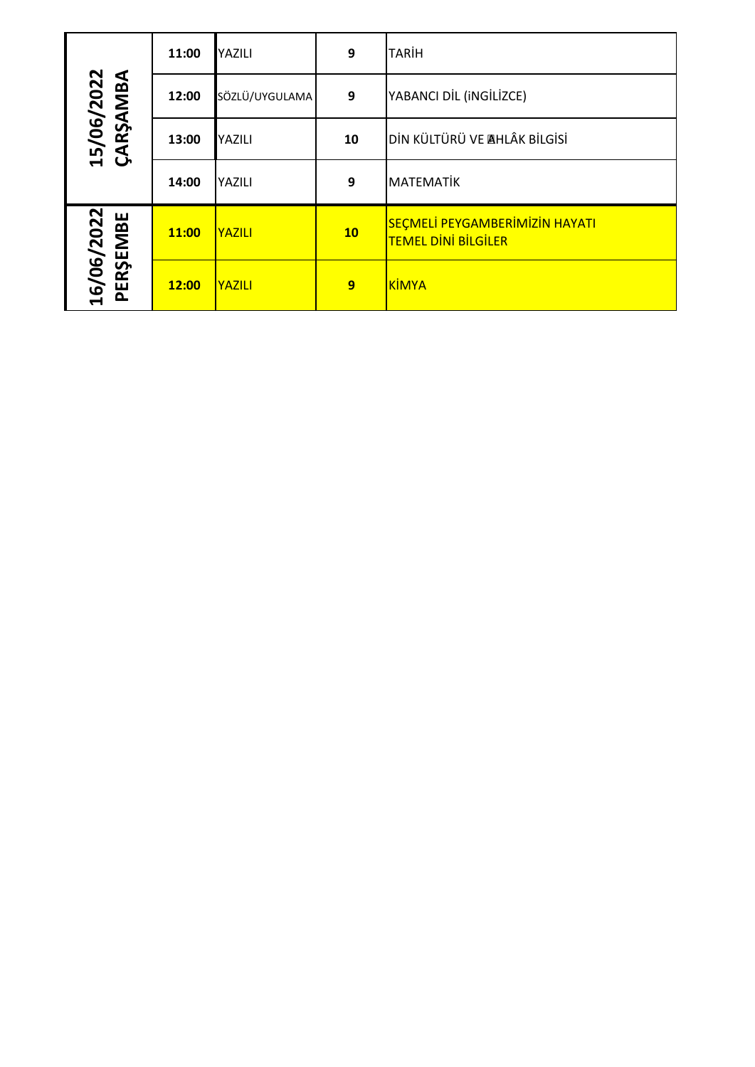| | | | | |
|---|---|---|---|---|
| 15/06/2022 ÇARŞAMBA | **11:00** | YAZILI | **9** | TARİH |
| | **12:00** | SÖZLÜ/UYGULAMA | **9** | YABANCI DİL (iNGİLİZCE) |
| | **13:00** | YAZILI | **10** | DİN KÜLTÜRÜ VE AHLÂK BİLGİSİ |
| | **14:00** | YAZILI | **9** | MATEMATİK |
| 16/06/2022 PERŞEMBE | **11:00** | YAZILI | **10** | SEÇMELİ PEYGAMBERİMİZİN HAYATI TEMEL DİNİ BİLGİLER |
| | **12:00** | YAZILI | **9** | KİMYA |